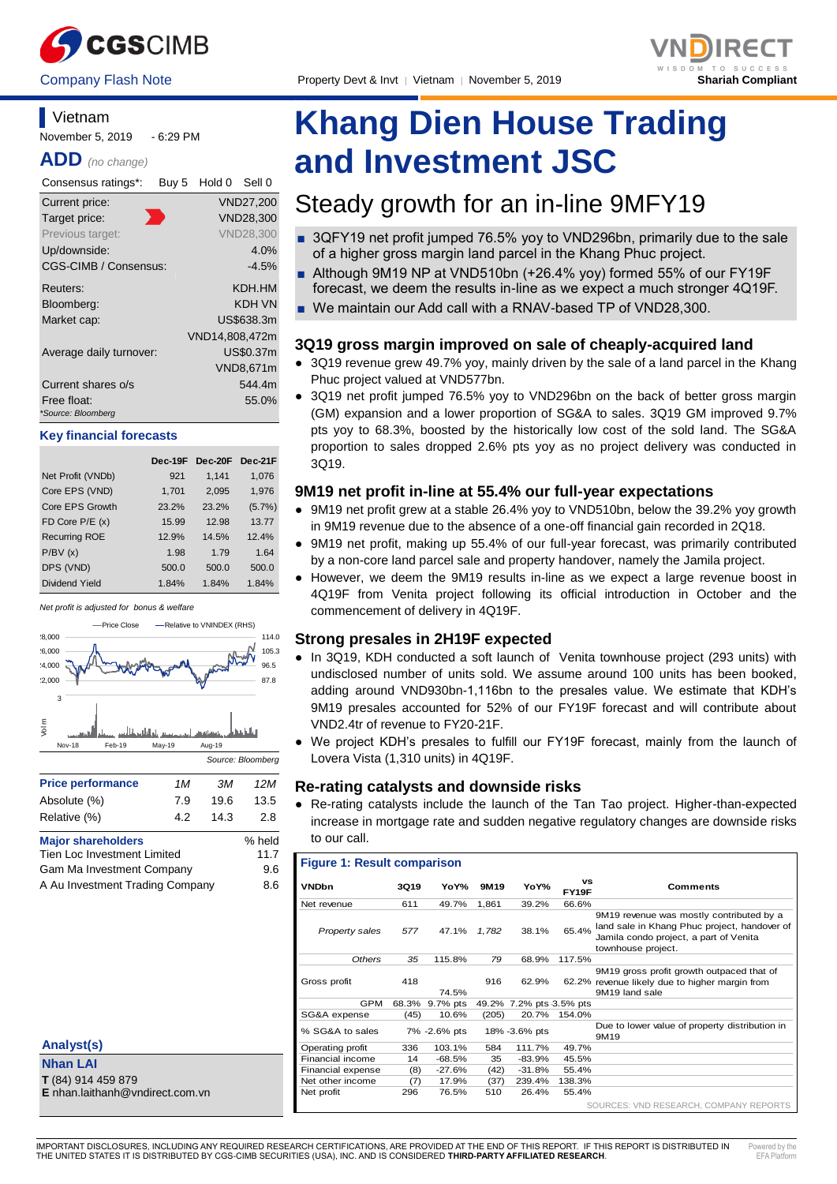CGSCIMB

Company Flash Note

Property Devt & Invt | Vietnam | November 5, 2019

VNDIRECT — Shariah Compliant

## Vietnam

November 5, 2019 - 6:29 PM

**ADD** *(no change)*

| Consensus ratings*: | Buy 5 Hold 0 Sell 0 |
|---|---|
| Current price: | VND27,200 |
| Target price: | VND28,300 |
| Previous target: | VND28,300 |
| Up/downside: | 4.0% |
| CGS-CIMB / Consensus: | -4.5% |
| Reuters: | KDH.HM |
| Bloomberg: | KDH VN |
| Market cap: | US$638.3m |
| | VND14,808,472m |
| Average daily turnover: | US$0.37m |
| | VND8,671m |
| Current shares o/s | 544.4m |
| Free float: | 55.0% |

*Source: Bloomberg

### Key financial forecasts

| | Dec-19F | Dec-20F | Dec-21F |
|---|---|---|---|
| Net Profit (VNDb) | 921 | 1,141 | 1,076 |
| Core EPS (VND) | 1,701 | 2,095 | 1,976 |
| Core EPS Growth | 23.2% | 23.2% | (5.7%) |
| FD Core P/E (x) | 15.99 | 12.98 | 13.77 |
| Recurring ROE | 12.9% | 14.5% | 12.4% |
| P/BV (x) | 1.98 | 1.79 | 1.64 |
| DPS (VND) | 500.0 | 500.0 | 500.0 |
| Dividend Yield | 1.84% | 1.84% | 1.84% |

*Net profit is adjusted for bonus & welfare*

Source: Bloomberg

| Price performance | 1M | 3M | 12M |
|---|---|---|---|
| Absolute (%) | 7.9 | 19.6 | 13.5 |
| Relative (%) | 4.2 | 14.3 | 2.8 |

| Major shareholders | % held |
|---|---|
| Tien Loc Investment Limited | 11.7 |
| Gam Ma Investment Company | 9.6 |
| A Au Investment Trading Company | 8.6 |

**Analyst(s)**

**Nhan LAI**
**T** (84) 914 459 879
**E** nhan.laithanh@vndirect.com.vn

# Khang Dien House Trading and Investment JSC

## Steady growth for an in-line 9MFY19

- 3QFY19 net profit jumped 76.5% yoy to VND296bn, primarily due to the sale of a higher gross margin land parcel in the Khang Phuc project.
- Although 9M19 NP at VND510bn (+26.4% yoy) formed 55% of our FY19F forecast, we deem the results in-line as we expect a much stronger 4Q19F.
- We maintain our Add call with a RNAV-based TP of VND28,300.

### 3Q19 gross margin improved on sale of cheaply-acquired land

- 3Q19 revenue grew 49.7% yoy, mainly driven by the sale of a land parcel in the Khang Phuc project valued at VND577bn.
- 3Q19 net profit jumped 76.5% yoy to VND296bn on the back of better gross margin (GM) expansion and a lower proportion of SG&A to sales. 3Q19 GM improved 9.7% pts yoy to 68.3%, boosted by the historically low cost of the sold land. The SG&A proportion to sales dropped 2.6% pts yoy as no project delivery was conducted in 3Q19.

### 9M19 net profit in-line at 55.4% our full-year expectations

- 9M19 net profit grew at a stable 26.4% yoy to VND510bn, below the 39.2% yoy growth in 9M19 revenue due to the absence of a one-off financial gain recorded in 2Q18.
- 9M19 net profit, making up 55.4% of our full-year forecast, was primarily contributed by a non-core land parcel sale and property handover, namely the Jamila project.
- However, we deem the 9M19 results in-line as we expect a large revenue boost in 4Q19F from Venita project following its official introduction in October and the commencement of delivery in 4Q19F.

### Strong presales in 2H19F expected

- In 3Q19, KDH conducted a soft launch of Venita townhouse project (293 units) with undisclosed number of units sold. We assume around 100 units has been booked, adding around VND930bn-1,116bn to the presales value. We estimate that KDH's 9M19 presales accounted for 52% of our FY19F forecast and will contribute about VND2.4tr of revenue to FY20-21F.
- We project KDH's presales to fulfill our FY19F forecast, mainly from the launch of Lovera Vista (1,310 units) in 4Q19F.

### Re-rating catalysts and downside risks

- Re-rating catalysts include the launch of the Tan Tao project. Higher-than-expected increase in mortgage rate and sudden negative regulatory changes are downside risks to our call.

**Figure 1: Result comparison**

| VNDbn | 3Q19 | YoY% | 9M19 | YoY% | vs FY19F | Comments |
|---|---|---|---|---|---|---|
| Net revenue | 611 | 49.7% | 1,861 | 39.2% | 66.6% | |
| *Property sales* | *577* | 47.1% | *1,782* | 38.1% | 65.4% | 9M19 revenue was mostly contributed by a land sale in Khang Phuc project, handover of Jamila condo project, a part of Venita townhouse project. |
| *Others* | *35* | 115.8% | *79* | 68.9% | 117.5% | |
| Gross profit | 418 | 74.5% | 916 | 62.9% | 62.2% | 9M19 gross profit growth outpaced that of revenue likely due to higher margin from 9M19 land sale |
| GPM | 68.3% | 9.7% pts | 49.2% | 7.2% pts | 3.5% pts | |
| SG&A expense | (45) | 10.6% | (205) | 20.7% | 154.0% | |
| % SG&A to sales | 7% | -2.6% pts | 18% | -3.6% pts | | Due to lower value of property distribution in 9M19 |
| Operating profit | 336 | 103.1% | 584 | 111.7% | 49.7% | |
| Financial income | 14 | -68.5% | 35 | -83.9% | 45.5% | |
| Financial expense | (8) | -27.6% | (42) | -31.8% | 55.4% | |
| Net other income | (7) | 17.9% | (37) | 239.4% | 138.3% | |
| Net profit | 296 | 76.5% | 510 | 26.4% | 55.4% | |

SOURCES: VND RESEARCH, COMPANY REPORTS

IMPORTANT DISCLOSURES, INCLUDING ANY REQUIRED RESEARCH CERTIFICATIONS, ARE PROVIDED AT THE END OF THIS REPORT. IF THIS REPORT IS DISTRIBUTED IN THE UNITED STATES IT IS DISTRIBUTED BY CGS-CIMB SECURITIES (USA), INC. AND IS CONSIDERED **THIRD-PARTY AFFILIATED RESEARCH**.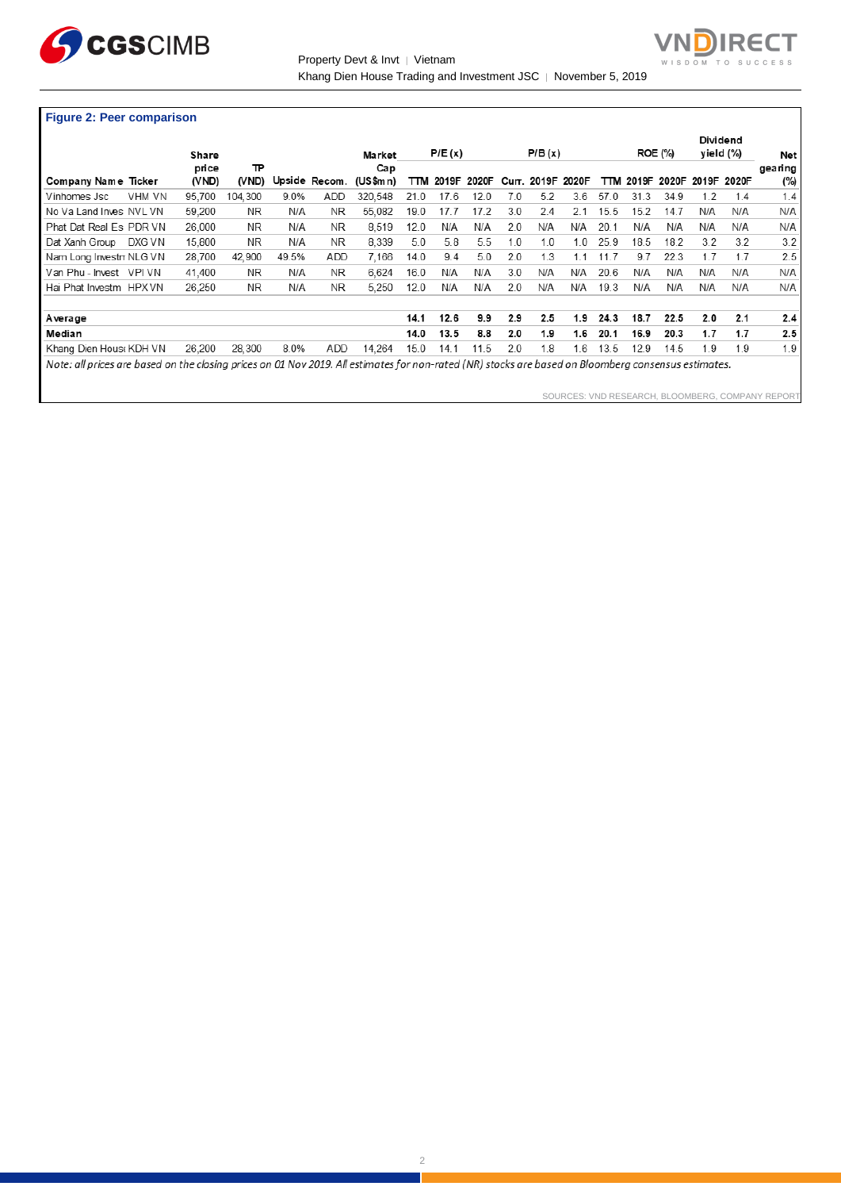**Figure 2: Peer comparison**

| Company Name | Ticker | Share price (VND) | TP (VND) | Upside | Recom. | Market Cap (US$mn) | P/E (x) | | | P/B (x) | | | ROE (%) | | | Dividend yield (%) | | Net gearing (%) |
|---|---|---|---|---|---|---|---|---|---|---|---|---|---|---|---|---|---|---|
| | | | | | | | TTM | 2019F | 2020F | Curr. | 2019F | 2020F | TTM | 2019F | 2020F | 2019F | 2020F | |
| Vinhomes Jsc | VHM VN | 95,700 | 104,300 | 9.0% | ADD | 320,548 | 21.0 | 17.6 | 12.0 | 7.0 | 5.2 | 3.6 | 57.0 | 31.3 | 34.9 | 1.2 | 1.4 | 1.4 |
| No Va Land Inves | NVL VN | 59,200 | NR | N/A | NR | 55,082 | 19.0 | 17.7 | 17.2 | 3.0 | 2.4 | 2.1 | 15.5 | 15.2 | 14.7 | N/A | N/A | N/A |
| Phat Dat Real Es | PDR VN | 26,000 | NR | N/A | NR | 8,519 | 12.0 | N/A | N/A | 2.0 | N/A | N/A | 20.1 | N/A | N/A | N/A | N/A | N/A |
| Dat Xanh Group | DXG VN | 15,800 | NR | N/A | NR | 8,339 | 5.0 | 5.8 | 5.5 | 1.0 | 1.0 | 1.0 | 25.9 | 18.5 | 18.2 | 3.2 | 3.2 | 3.2 |
| Nam Long Investm | NLG VN | 28,700 | 42,900 | 49.5% | ADD | 7,166 | 14.0 | 9.4 | 5.0 | 2.0 | 1.3 | 1.1 | 11.7 | 9.7 | 22.3 | 1.7 | 1.7 | 2.5 |
| Van Phu - Invest | VPI VN | 41,400 | NR | N/A | NR | 6,624 | 16.0 | N/A | N/A | 3.0 | N/A | N/A | 20.6 | N/A | N/A | N/A | N/A | N/A |
| Hai Phat Investm | HPX VN | 26,250 | NR | N/A | NR | 5,250 | 12.0 | N/A | N/A | 2.0 | N/A | N/A | 19.3 | N/A | N/A | N/A | N/A | N/A |
| **Average** | | | | | | | **14.1** | **12.6** | **9.9** | **2.9** | **2.5** | **1.9** | **24.3** | **18.7** | **22.5** | **2.0** | **2.1** | **2.4** |
| **Median** | | | | | | | **14.0** | **13.5** | **8.8** | **2.0** | **1.9** | **1.6** | **20.1** | **16.9** | **20.3** | **1.7** | **1.7** | **2.5** |
| Khang Dien Hous | KDH VN | 26,200 | 28,300 | 8.0% | ADD | 14,264 | 15.0 | 14.1 | 11.5 | 2.0 | 1.8 | 1.6 | 13.5 | 12.9 | 14.5 | 1.9 | 1.9 | 1.9 |

*Note: all prices are based on the closing prices on 01 Nov 2019. All estimates for non-rated (NR) stocks are based on Bloomberg consensus estimates.*

SOURCES: VND RESEARCH, BLOOMBERG, COMPANY REPORT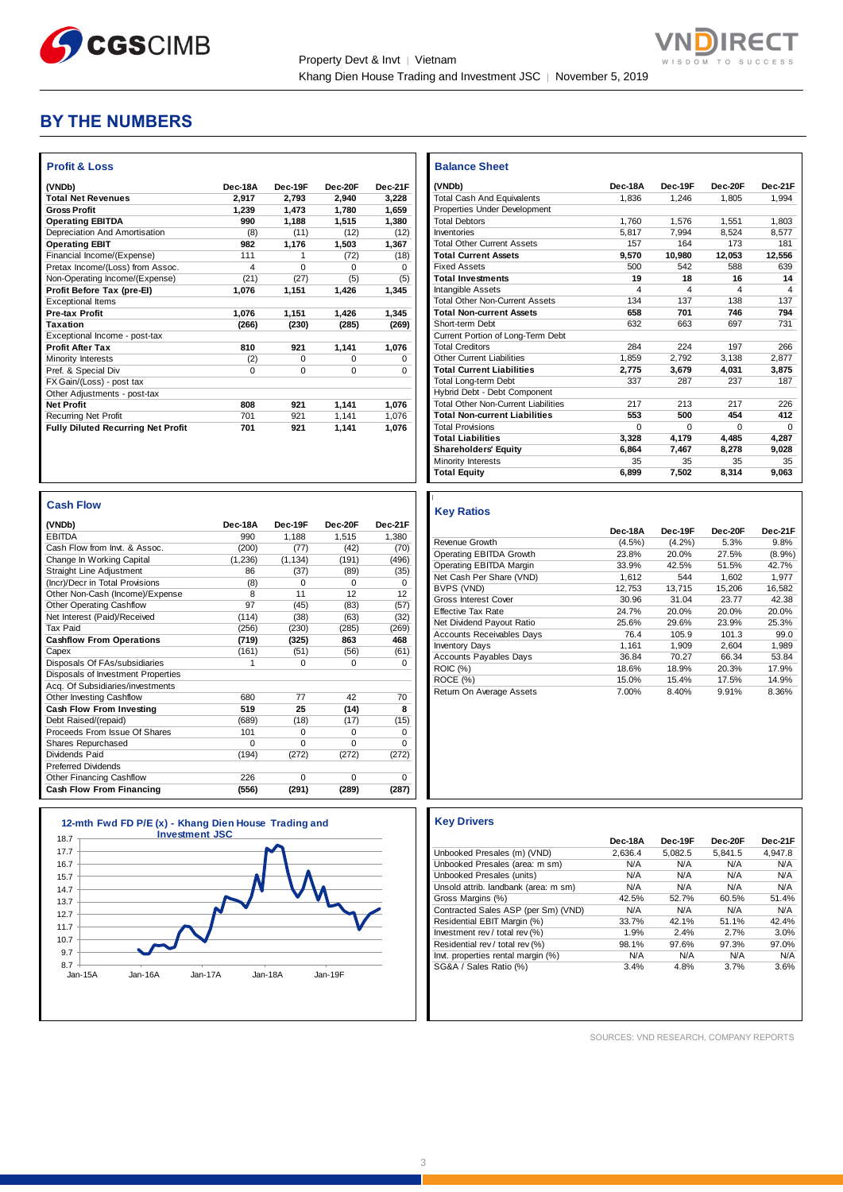# BY THE NUMBERS

### Profit & Loss

| (VNDb) | Dec-18A | Dec-19F | Dec-20F | Dec-21F |
|---|---|---|---|---|
| **Total Net Revenues** | **2,917** | **2,793** | **2,940** | **3,228** |
| **Gross Profit** | **1,239** | **1,473** | **1,780** | **1,659** |
| **Operating EBITDA** | **990** | **1,188** | **1,515** | **1,380** |
| Depreciation And Amortisation | (8) | (11) | (12) | (12) |
| **Operating EBIT** | **982** | **1,176** | **1,503** | **1,367** |
| Financial Income/(Expense) | 111 | 1 | (72) | (18) |
| Pretax Income/(Loss) from Assoc. | 4 | 0 | 0 | 0 |
| Non-Operating Income/(Expense) | (21) | (27) | (5) | (5) |
| **Profit Before Tax (pre-EI)** | **1,076** | **1,151** | **1,426** | **1,345** |
| Exceptional Items | | | | |
| **Pre-tax Profit** | **1,076** | **1,151** | **1,426** | **1,345** |
| **Taxation** | **(266)** | **(230)** | **(285)** | **(269)** |
| Exceptional Income - post-tax | | | | |
| **Profit After Tax** | **810** | **921** | **1,141** | **1,076** |
| Minority Interests | (2) | 0 | 0 | 0 |
| Pref. & Special Div | 0 | 0 | 0 | 0 |
| FX Gain/(Loss) - post tax | | | | |
| Other Adjustments - post-tax | | | | |
| **Net Profit** | **808** | **921** | **1,141** | **1,076** |
| Recurring Net Profit | 701 | 921 | 1,141 | 1,076 |
| **Fully Diluted Recurring Net Profit** | **701** | **921** | **1,141** | **1,076** |

### Balance Sheet

| (VNDb) | Dec-18A | Dec-19F | Dec-20F | Dec-21F |
|---|---|---|---|---|
| Total Cash And Equivalents | 1,836 | 1,246 | 1,805 | 1,994 |
| Properties Under Development | | | | |
| Total Debtors | 1,760 | 1,576 | 1,551 | 1,803 |
| Inventories | 5,817 | 7,994 | 8,524 | 8,577 |
| Total Other Current Assets | 157 | 164 | 173 | 181 |
| **Total Current Assets** | **9,570** | **10,980** | **12,053** | **12,556** |
| Fixed Assets | 500 | 542 | 588 | 639 |
| **Total Investments** | **19** | **18** | **16** | **14** |
| Intangible Assets | 4 | 4 | 4 | 4 |
| Total Other Non-Current Assets | 134 | 137 | 138 | 137 |
| **Total Non-current Assets** | **658** | **701** | **746** | **794** |
| Short-term Debt | 632 | 663 | 697 | 731 |
| Current Portion of Long-Term Debt | | | | |
| Total Creditors | 284 | 224 | 197 | 266 |
| Other Current Liabilities | 1,859 | 2,792 | 3,138 | 2,877 |
| **Total Current Liabilities** | **2,775** | **3,679** | **4,031** | **3,875** |
| Total Long-term Debt | 337 | 287 | 237 | 187 |
| Hybrid Debt - Debt Component | | | | |
| Total Other Non-Current Liabilities | 217 | 213 | 217 | 226 |
| **Total Non-current Liabilities** | **553** | **500** | **454** | **412** |
| Total Provisions | 0 | 0 | 0 | 0 |
| **Total Liabilities** | **3,328** | **4,179** | **4,485** | **4,287** |
| **Shareholders' Equity** | **6,864** | **7,467** | **8,278** | **9,028** |
| Minority Interests | 35 | 35 | 35 | 35 |
| **Total Equity** | **6,899** | **7,502** | **8,314** | **9,063** |

### Cash Flow

| (VNDb) | Dec-18A | Dec-19F | Dec-20F | Dec-21F |
|---|---|---|---|---|
| EBITDA | 990 | 1,188 | 1,515 | 1,380 |
| Cash Flow from Invt. & Assoc. | (200) | (77) | (42) | (70) |
| Change In Working Capital | (1,236) | (1,134) | (191) | (496) |
| Straight Line Adjustment | 86 | (37) | (89) | (35) |
| (Incr)/Decr in Total Provisions | (8) | 0 | 0 | 0 |
| Other Non-Cash (Income)/Expense | 8 | 11 | 12 | 12 |
| Other Operating Cashflow | 97 | (45) | (83) | (57) |
| Net Interest (Paid)/Received | (114) | (38) | (63) | (32) |
| Tax Paid | (256) | (230) | (285) | (269) |
| **Cashflow From Operations** | **(719)** | **(325)** | **863** | **468** |
| Capex | (161) | (51) | (56) | (61) |
| Disposals Of FAs/subsidiaries | 1 | 0 | 0 | 0 |
| Disposals of Investment Properties | | | | |
| Acq. Of Subsidiaries/investments | | | | |
| Other Investing Cashflow | 680 | 77 | 42 | 70 |
| **Cash Flow From Investing** | **519** | **25** | **(14)** | **8** |
| Debt Raised/(repaid) | (689) | (18) | (17) | (15) |
| Proceeds From Issue Of Shares | 101 | 0 | 0 | 0 |
| Shares Repurchased | 0 | 0 | 0 | 0 |
| Dividends Paid | (194) | (272) | (272) | (272) |
| Preferred Dividends | | | | |
| Other Financing Cashflow | 226 | 0 | 0 | 0 |
| **Cash Flow From Financing** | **(556)** | **(291)** | **(289)** | **(287)** |

### Key Ratios

| | Dec-18A | Dec-19F | Dec-20F | Dec-21F |
|---|---|---|---|---|
| Revenue Growth | (4.5%) | (4.2%) | 5.3% | 9.8% |
| Operating EBITDA Growth | 23.8% | 20.0% | 27.5% | (8.9%) |
| Operating EBITDA Margin | 33.9% | 42.5% | 51.5% | 42.7% |
| Net Cash Per Share (VND) | 1,612 | 544 | 1,602 | 1,977 |
| BVPS (VND) | 12,753 | 13,715 | 15,206 | 16,582 |
| Gross Interest Cover | 30.96 | 31.04 | 23.77 | 42.38 |
| Effective Tax Rate | 24.7% | 20.0% | 20.0% | 20.0% |
| Net Dividend Payout Ratio | 25.6% | 29.6% | 23.9% | 25.3% |
| Accounts Receivables Days | 76.4 | 105.9 | 101.3 | 99.0 |
| Inventory Days | 1,161 | 1,909 | 2,604 | 1,989 |
| Accounts Payables Days | 36.84 | 70.27 | 66.34 | 53.84 |
| ROIC (%) | 18.6% | 18.9% | 20.3% | 17.9% |
| ROCE (%) | 15.0% | 15.4% | 17.5% | 14.9% |
| Return On Average Assets | 7.00% | 8.40% | 9.91% | 8.36% |

### 12-mth Fwd FD P/E (x) - Khang Dien House Trading and Investment JSC

### Key Drivers

| | Dec-18A | Dec-19F | Dec-20F | Dec-21F |
|---|---|---|---|---|
| Unbooked Presales (m) (VND) | 2,636.4 | 5,082.5 | 5,841.5 | 4,947.8 |
| Unbooked Presales (area: m sm) | N/A | N/A | N/A | N/A |
| Unbooked Presales (units) | N/A | N/A | N/A | N/A |
| Unsold attrib. landbank (area: m sm) | N/A | N/A | N/A | N/A |
| Gross Margins (%) | 42.5% | 52.7% | 60.5% | 51.4% |
| Contracted Sales ASP (per Sm) (VND) | N/A | N/A | N/A | N/A |
| Residential EBIT Margin (%) | 33.7% | 42.1% | 51.1% | 42.4% |
| Investment rev / total rev (%) | 1.9% | 2.4% | 2.7% | 3.0% |
| Residential rev / total rev (%) | 98.1% | 97.6% | 97.3% | 97.0% |
| Invt. properties rental margin (%) | N/A | N/A | N/A | N/A |
| SG&A / Sales Ratio (%) | 3.4% | 4.8% | 3.7% | 3.6% |

SOURCES: VND RESEARCH, COMPANY REPORTS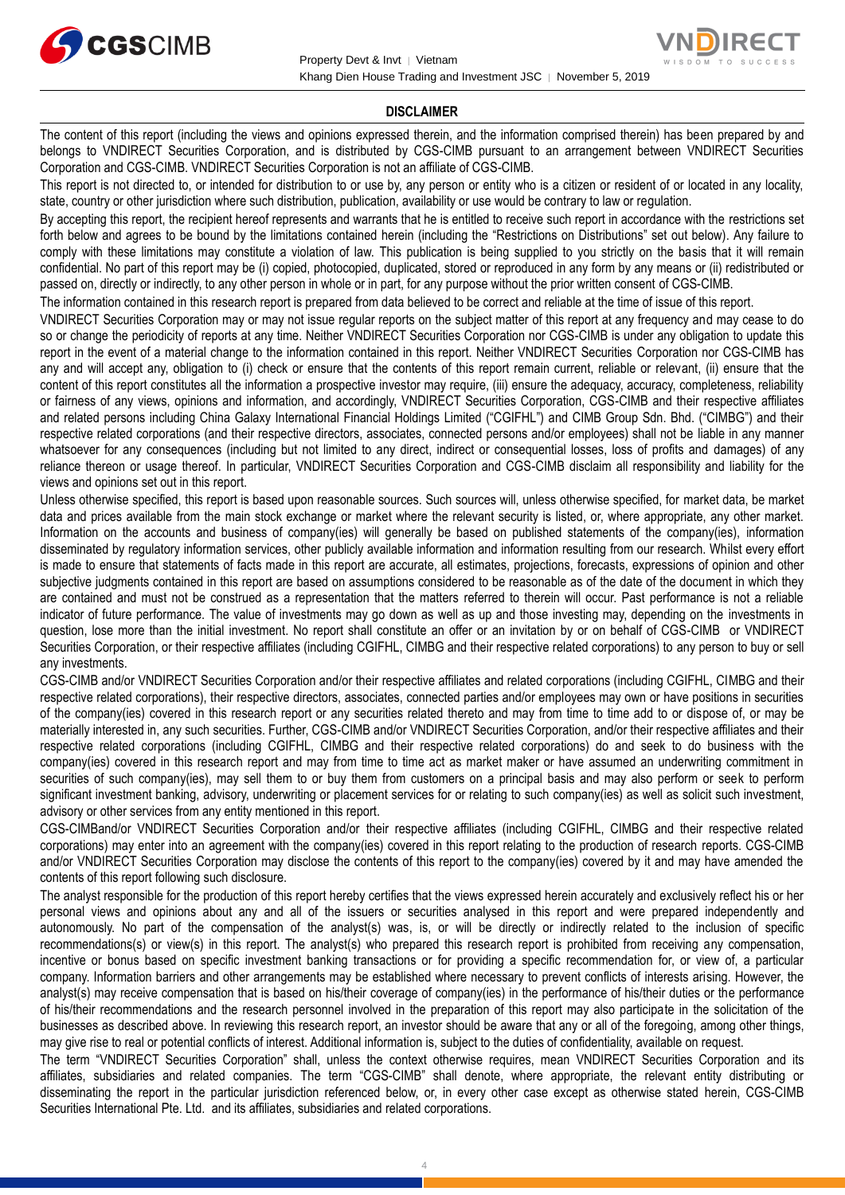## DISCLAIMER

The content of this report (including the views and opinions expressed therein, and the information comprised therein) has been prepared by and belongs to VNDIRECT Securities Corporation, and is distributed by CGS-CIMB pursuant to an arrangement between VNDIRECT Securities Corporation and CGS-CIMB. VNDIRECT Securities Corporation is not an affiliate of CGS-CIMB.

This report is not directed to, or intended for distribution to or use by, any person or entity who is a citizen or resident of or located in any locality, state, country or other jurisdiction where such distribution, publication, availability or use would be contrary to law or regulation.

By accepting this report, the recipient hereof represents and warrants that he is entitled to receive such report in accordance with the restrictions set forth below and agrees to be bound by the limitations contained herein (including the "Restrictions on Distributions" set out below). Any failure to comply with these limitations may constitute a violation of law. This publication is being supplied to you strictly on the basis that it will remain confidential. No part of this report may be (i) copied, photocopied, duplicated, stored or reproduced in any form by any means or (ii) redistributed or passed on, directly or indirectly, to any other person in whole or in part, for any purpose without the prior written consent of CGS-CIMB.

The information contained in this research report is prepared from data believed to be correct and reliable at the time of issue of this report.

VNDIRECT Securities Corporation may or may not issue regular reports on the subject matter of this report at any frequency and may cease to do so or change the periodicity of reports at any time. Neither VNDIRECT Securities Corporation nor CGS-CIMB is under any obligation to update this report in the event of a material change to the information contained in this report. Neither VNDIRECT Securities Corporation nor CGS-CIMB has any and will accept any, obligation to (i) check or ensure that the contents of this report remain current, reliable or relevant, (ii) ensure that the content of this report constitutes all the information a prospective investor may require, (iii) ensure the adequacy, accuracy, completeness, reliability or fairness of any views, opinions and information, and accordingly, VNDIRECT Securities Corporation, CGS-CIMB and their respective affiliates and related persons including China Galaxy International Financial Holdings Limited ("CGIFHL") and CIMB Group Sdn. Bhd. ("CIMBG") and their respective related corporations (and their respective directors, associates, connected persons and/or employees) shall not be liable in any manner whatsoever for any consequences (including but not limited to any direct, indirect or consequential losses, loss of profits and damages) of any reliance thereon or usage thereof. In particular, VNDIRECT Securities Corporation and CGS-CIMB disclaim all responsibility and liability for the views and opinions set out in this report.

Unless otherwise specified, this report is based upon reasonable sources. Such sources will, unless otherwise specified, for market data, be market data and prices available from the main stock exchange or market where the relevant security is listed, or, where appropriate, any other market. Information on the accounts and business of company(ies) will generally be based on published statements of the company(ies), information disseminated by regulatory information services, other publicly available information and information resulting from our research. Whilst every effort is made to ensure that statements of facts made in this report are accurate, all estimates, projections, forecasts, expressions of opinion and other subjective judgments contained in this report are based on assumptions considered to be reasonable as of the date of the document in which they are contained and must not be construed as a representation that the matters referred to therein will occur. Past performance is not a reliable indicator of future performance. The value of investments may go down as well as up and those investing may, depending on the investments in question, lose more than the initial investment. No report shall constitute an offer or an invitation by or on behalf of CGS-CIMB or VNDIRECT Securities Corporation, or their respective affiliates (including CGIFHL, CIMBG and their respective related corporations) to any person to buy or sell any investments.

CGS-CIMB and/or VNDIRECT Securities Corporation and/or their respective affiliates and related corporations (including CGIFHL, CIMBG and their respective related corporations), their respective directors, associates, connected parties and/or employees may own or have positions in securities of the company(ies) covered in this research report or any securities related thereto and may from time to time add to or dispose of, or may be materially interested in, any such securities. Further, CGS-CIMB and/or VNDIRECT Securities Corporation, and/or their respective affiliates and their respective related corporations (including CGIFHL, CIMBG and their respective related corporations) do and seek to do business with the company(ies) covered in this research report and may from time to time act as market maker or have assumed an underwriting commitment in securities of such company(ies), may sell them to or buy them from customers on a principal basis and may also perform or seek to perform significant investment banking, advisory, underwriting or placement services for or relating to such company(ies) as well as solicit such investment, advisory or other services from any entity mentioned in this report.

CGS-CIMBand/or VNDIRECT Securities Corporation and/or their respective affiliates (including CGIFHL, CIMBG and their respective related corporations) may enter into an agreement with the company(ies) covered in this report relating to the production of research reports. CGS-CIMB and/or VNDIRECT Securities Corporation may disclose the contents of this report to the company(ies) covered by it and may have amended the contents of this report following such disclosure.

The analyst responsible for the production of this report hereby certifies that the views expressed herein accurately and exclusively reflect his or her personal views and opinions about any and all of the issuers or securities analysed in this report and were prepared independently and autonomously. No part of the compensation of the analyst(s) was, is, or will be directly or indirectly related to the inclusion of specific recommendations(s) or view(s) in this report. The analyst(s) who prepared this research report is prohibited from receiving any compensation, incentive or bonus based on specific investment banking transactions or for providing a specific recommendation for, or view of, a particular company. Information barriers and other arrangements may be established where necessary to prevent conflicts of interests arising. However, the analyst(s) may receive compensation that is based on his/their coverage of company(ies) in the performance of his/their duties or the performance of his/their recommendations and the research personnel involved in the preparation of this report may also participate in the solicitation of the businesses as described above. In reviewing this research report, an investor should be aware that any or all of the foregoing, among other things, may give rise to real or potential conflicts of interest. Additional information is, subject to the duties of confidentiality, available on request.

The term "VNDIRECT Securities Corporation" shall, unless the context otherwise requires, mean VNDIRECT Securities Corporation and its affiliates, subsidiaries and related companies. The term "CGS-CIMB" shall denote, where appropriate, the relevant entity distributing or disseminating the report in the particular jurisdiction referenced below, or, in every other case except as otherwise stated herein, CGS-CIMB Securities International Pte. Ltd. and its affiliates, subsidiaries and related corporations.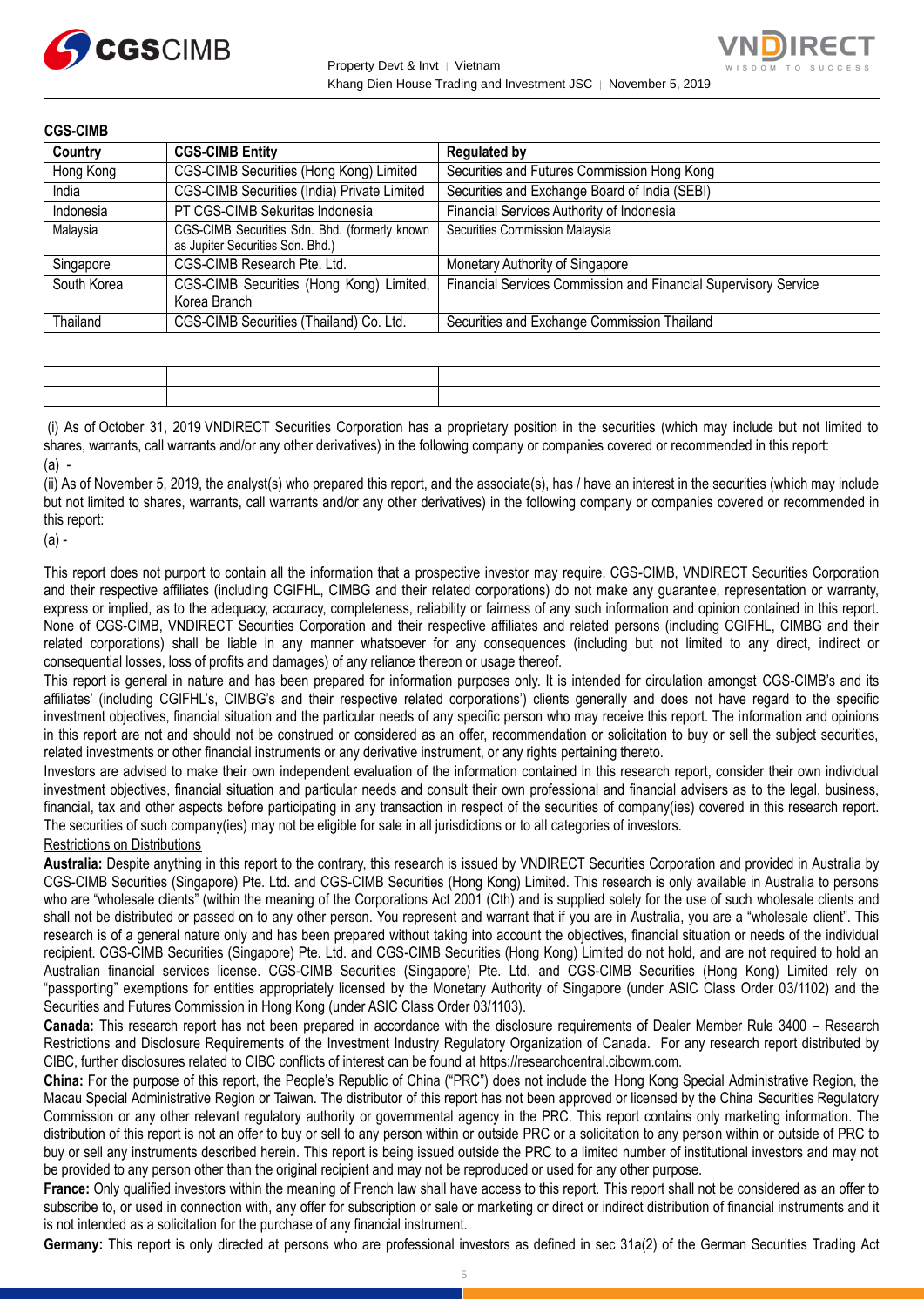**CGS-CIMB**

| Country | CGS-CIMB Entity | Regulated by |
|---|---|---|
| Hong Kong | CGS-CIMB Securities (Hong Kong) Limited | Securities and Futures Commission Hong Kong |
| India | CGS-CIMB Securities (India) Private Limited | Securities and Exchange Board of India (SEBI) |
| Indonesia | PT CGS-CIMB Sekuritas Indonesia | Financial Services Authority of Indonesia |
| Malaysia | CGS-CIMB Securities Sdn. Bhd. (formerly known as Jupiter Securities Sdn. Bhd.) | Securities Commission Malaysia |
| Singapore | CGS-CIMB Research Pte. Ltd. | Monetary Authority of Singapore |
| South Korea | CGS-CIMB Securities (Hong Kong) Limited, Korea Branch | Financial Services Commission and Financial Supervisory Service |
| Thailand | CGS-CIMB Securities (Thailand) Co. Ltd. | Securities and Exchange Commission Thailand |

| | | |
|---|---|---|
| | | |

(i) As of October 31, 2019 VNDIRECT Securities Corporation has a proprietary position in the securities (which may include but not limited to shares, warrants, call warrants and/or any other derivatives) in the following company or companies covered or recommended in this report:

(a) -

(ii) As of November 5, 2019, the analyst(s) who prepared this report, and the associate(s), has / have an interest in the securities (which may include but not limited to shares, warrants, call warrants and/or any other derivatives) in the following company or companies covered or recommended in this report:

(a) -

This report does not purport to contain all the information that a prospective investor may require. CGS-CIMB, VNDIRECT Securities Corporation and their respective affiliates (including CGIFHL, CIMBG and their related corporations) do not make any guarantee, representation or warranty, express or implied, as to the adequacy, accuracy, completeness, reliability or fairness of any such information and opinion contained in this report. None of CGS-CIMB, VNDIRECT Securities Corporation and their respective affiliates and related persons (including CGIFHL, CIMBG and their related corporations) shall be liable in any manner whatsoever for any consequences (including but not limited to any direct, indirect or consequential losses, loss of profits and damages) of any reliance thereon or usage thereof.

This report is general in nature and has been prepared for information purposes only. It is intended for circulation amongst CGS-CIMB's and its affiliates' (including CGIFHL's, CIMBG's and their respective related corporations') clients generally and does not have regard to the specific investment objectives, financial situation and the particular needs of any specific person who may receive this report. The information and opinions in this report are not and should not be construed or considered as an offer, recommendation or solicitation to buy or sell the subject securities, related investments or other financial instruments or any derivative instrument, or any rights pertaining thereto.

Investors are advised to make their own independent evaluation of the information contained in this research report, consider their own individual investment objectives, financial situation and particular needs and consult their own professional and financial advisers as to the legal, business, financial, tax and other aspects before participating in any transaction in respect of the securities of company(ies) covered in this research report. The securities of such company(ies) may not be eligible for sale in all jurisdictions or to all categories of investors.

Restrictions on Distributions

**Australia:** Despite anything in this report to the contrary, this research is issued by VNDIRECT Securities Corporation and provided in Australia by CGS-CIMB Securities (Singapore) Pte. Ltd. and CGS-CIMB Securities (Hong Kong) Limited. This research is only available in Australia to persons who are "wholesale clients" (within the meaning of the Corporations Act 2001 (Cth) and is supplied solely for the use of such wholesale clients and shall not be distributed or passed on to any other person. You represent and warrant that if you are in Australia, you are a "wholesale client". This research is of a general nature only and has been prepared without taking into account the objectives, financial situation or needs of the individual recipient. CGS-CIMB Securities (Singapore) Pte. Ltd. and CGS-CIMB Securities (Hong Kong) Limited do not hold, and are not required to hold an Australian financial services license. CGS-CIMB Securities (Singapore) Pte. Ltd. and CGS-CIMB Securities (Hong Kong) Limited rely on "passporting" exemptions for entities appropriately licensed by the Monetary Authority of Singapore (under ASIC Class Order 03/1102) and the Securities and Futures Commission in Hong Kong (under ASIC Class Order 03/1103).

**Canada:** This research report has not been prepared in accordance with the disclosure requirements of Dealer Member Rule 3400 – Research Restrictions and Disclosure Requirements of the Investment Industry Regulatory Organization of Canada. For any research report distributed by CIBC, further disclosures related to CIBC conflicts of interest can be found at https://researchcentral.cibcwm.com.

**China:** For the purpose of this report, the People's Republic of China ("PRC") does not include the Hong Kong Special Administrative Region, the Macau Special Administrative Region or Taiwan. The distributor of this report has not been approved or licensed by the China Securities Regulatory Commission or any other relevant regulatory authority or governmental agency in the PRC. This report contains only marketing information. The distribution of this report is not an offer to buy or sell to any person within or outside PRC or a solicitation to any person within or outside of PRC to buy or sell any instruments described herein. This report is being issued outside the PRC to a limited number of institutional investors and may not be provided to any person other than the original recipient and may not be reproduced or used for any other purpose.

**France:** Only qualified investors within the meaning of French law shall have access to this report. This report shall not be considered as an offer to subscribe to, or used in connection with, any offer for subscription or sale or marketing or direct or indirect distribution of financial instruments and it is not intended as a solicitation for the purchase of any financial instrument.

**Germany:** This report is only directed at persons who are professional investors as defined in sec 31a(2) of the German Securities Trading Act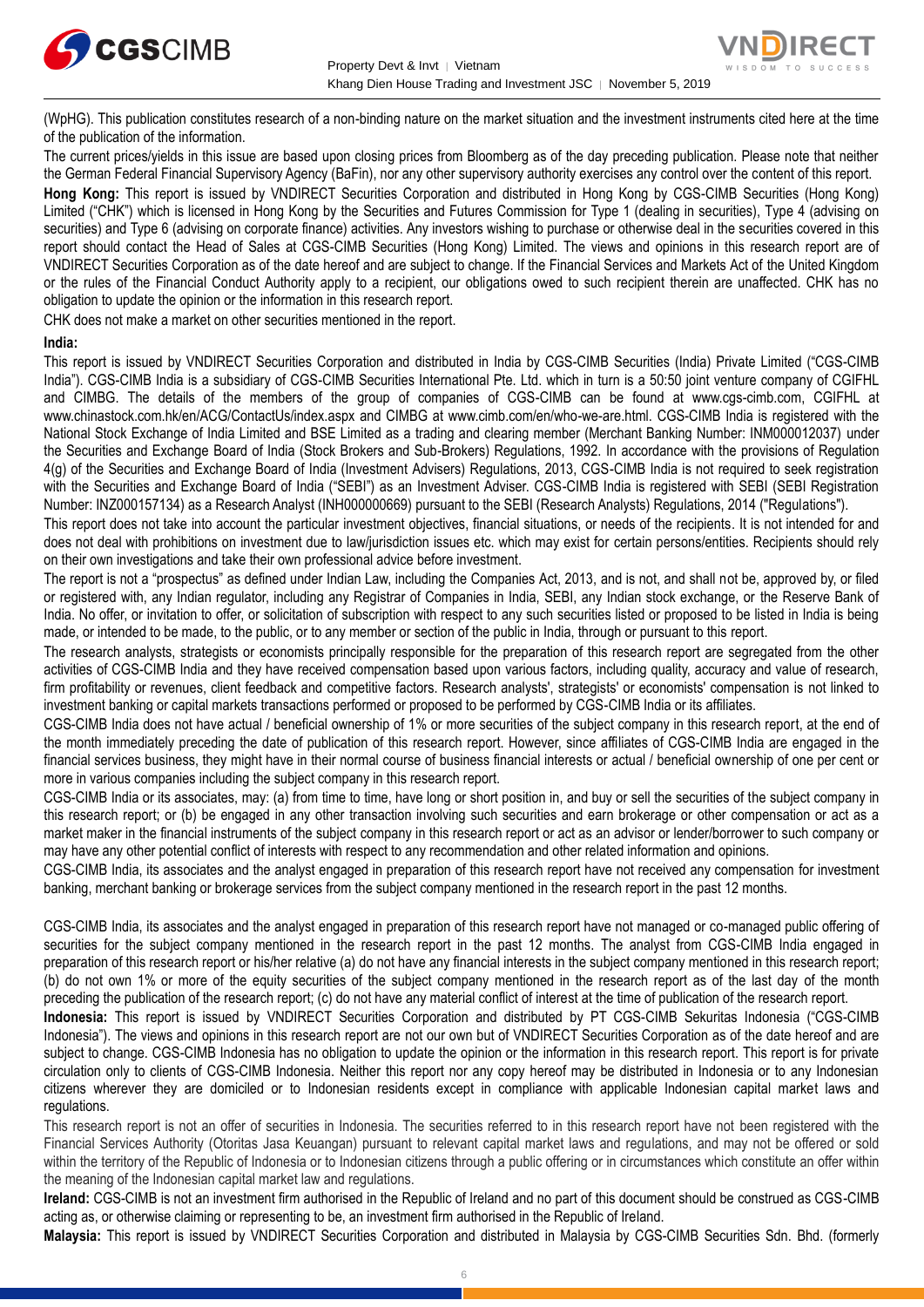(WpHG). This publication constitutes research of a non-binding nature on the market situation and the investment instruments cited here at the time of the publication of the information.

The current prices/yields in this issue are based upon closing prices from Bloomberg as of the day preceding publication. Please note that neither the German Federal Financial Supervisory Agency (BaFin), nor any other supervisory authority exercises any control over the content of this report.

**Hong Kong:** This report is issued by VNDIRECT Securities Corporation and distributed in Hong Kong by CGS-CIMB Securities (Hong Kong) Limited ("CHK") which is licensed in Hong Kong by the Securities and Futures Commission for Type 1 (dealing in securities), Type 4 (advising on securities) and Type 6 (advising on corporate finance) activities. Any investors wishing to purchase or otherwise deal in the securities covered in this report should contact the Head of Sales at CGS-CIMB Securities (Hong Kong) Limited. The views and opinions in this research report are of VNDIRECT Securities Corporation as of the date hereof and are subject to change. If the Financial Services and Markets Act of the United Kingdom or the rules of the Financial Conduct Authority apply to a recipient, our obligations owed to such recipient therein are unaffected. CHK has no obligation to update the opinion or the information in this research report.

CHK does not make a market on other securities mentioned in the report.

**India:**

This report is issued by VNDIRECT Securities Corporation and distributed in India by CGS-CIMB Securities (India) Private Limited ("CGS-CIMB India"). CGS-CIMB India is a subsidiary of CGS-CIMB Securities International Pte. Ltd. which in turn is a 50:50 joint venture company of CGIFHL and CIMBG. The details of the members of the group of companies of CGS-CIMB can be found at www.cgs-cimb.com, CGIFHL at www.chinastock.com.hk/en/ACG/ContactUs/index.aspx and CIMBG at www.cimb.com/en/who-we-are.html. CGS-CIMB India is registered with the National Stock Exchange of India Limited and BSE Limited as a trading and clearing member (Merchant Banking Number: INM000012037) under the Securities and Exchange Board of India (Stock Brokers and Sub-Brokers) Regulations, 1992. In accordance with the provisions of Regulation 4(g) of the Securities and Exchange Board of India (Investment Advisers) Regulations, 2013, CGS-CIMB India is not required to seek registration with the Securities and Exchange Board of India ("SEBI") as an Investment Adviser. CGS-CIMB India is registered with SEBI (SEBI Registration Number: INZ000157134) as a Research Analyst (INH000000669) pursuant to the SEBI (Research Analysts) Regulations, 2014 ("Regulations").

This report does not take into account the particular investment objectives, financial situations, or needs of the recipients. It is not intended for and does not deal with prohibitions on investment due to law/jurisdiction issues etc. which may exist for certain persons/entities. Recipients should rely on their own investigations and take their own professional advice before investment.

The report is not a "prospectus" as defined under Indian Law, including the Companies Act, 2013, and is not, and shall not be, approved by, or filed or registered with, any Indian regulator, including any Registrar of Companies in India, SEBI, any Indian stock exchange, or the Reserve Bank of India. No offer, or invitation to offer, or solicitation of subscription with respect to any such securities listed or proposed to be listed in India is being made, or intended to be made, to the public, or to any member or section of the public in India, through or pursuant to this report.

The research analysts, strategists or economists principally responsible for the preparation of this research report are segregated from the other activities of CGS-CIMB India and they have received compensation based upon various factors, including quality, accuracy and value of research, firm profitability or revenues, client feedback and competitive factors. Research analysts', strategists' or economists' compensation is not linked to investment banking or capital markets transactions performed or proposed to be performed by CGS-CIMB India or its affiliates.

CGS-CIMB India does not have actual / beneficial ownership of 1% or more securities of the subject company in this research report, at the end of the month immediately preceding the date of publication of this research report. However, since affiliates of CGS-CIMB India are engaged in the financial services business, they might have in their normal course of business financial interests or actual / beneficial ownership of one per cent or more in various companies including the subject company in this research report.

CGS-CIMB India or its associates, may: (a) from time to time, have long or short position in, and buy or sell the securities of the subject company in this research report; or (b) be engaged in any other transaction involving such securities and earn brokerage or other compensation or act as a market maker in the financial instruments of the subject company in this research report or act as an advisor or lender/borrower to such company or may have any other potential conflict of interests with respect to any recommendation and other related information and opinions.

CGS-CIMB India, its associates and the analyst engaged in preparation of this research report have not received any compensation for investment banking, merchant banking or brokerage services from the subject company mentioned in the research report in the past 12 months.

CGS-CIMB India, its associates and the analyst engaged in preparation of this research report have not managed or co-managed public offering of securities for the subject company mentioned in the research report in the past 12 months. The analyst from CGS-CIMB India engaged in preparation of this research report or his/her relative (a) do not have any financial interests in the subject company mentioned in this research report; (b) do not own 1% or more of the equity securities of the subject company mentioned in the research report as of the last day of the month preceding the publication of the research report; (c) do not have any material conflict of interest at the time of publication of the research report.

**Indonesia:** This report is issued by VNDIRECT Securities Corporation and distributed by PT CGS-CIMB Sekuritas Indonesia ("CGS-CIMB Indonesia"). The views and opinions in this research report are not our own but of VNDIRECT Securities Corporation as of the date hereof and are subject to change. CGS-CIMB Indonesia has no obligation to update the opinion or the information in this research report. This report is for private circulation only to clients of CGS-CIMB Indonesia. Neither this report nor any copy hereof may be distributed in Indonesia or to any Indonesian citizens wherever they are domiciled or to Indonesian residents except in compliance with applicable Indonesian capital market laws and regulations.

This research report is not an offer of securities in Indonesia. The securities referred to in this research report have not been registered with the Financial Services Authority (Otoritas Jasa Keuangan) pursuant to relevant capital market laws and regulations, and may not be offered or sold within the territory of the Republic of Indonesia or to Indonesian citizens through a public offering or in circumstances which constitute an offer within the meaning of the Indonesian capital market law and regulations.

**Ireland:** CGS-CIMB is not an investment firm authorised in the Republic of Ireland and no part of this document should be construed as CGS-CIMB acting as, or otherwise claiming or representing to be, an investment firm authorised in the Republic of Ireland.

**Malaysia:** This report is issued by VNDIRECT Securities Corporation and distributed in Malaysia by CGS-CIMB Securities Sdn. Bhd. (formerly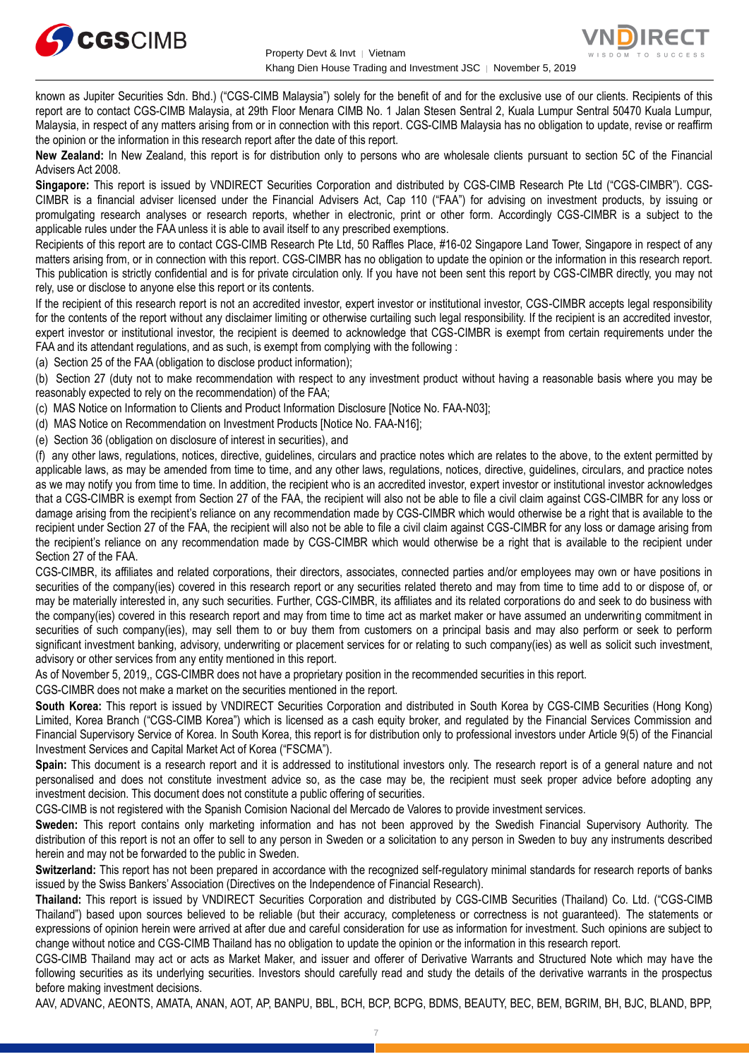known as Jupiter Securities Sdn. Bhd.) ("CGS-CIMB Malaysia") solely for the benefit of and for the exclusive use of our clients. Recipients of this report are to contact CGS-CIMB Malaysia, at 29th Floor Menara CIMB No. 1 Jalan Stesen Sentral 2, Kuala Lumpur Sentral 50470 Kuala Lumpur, Malaysia, in respect of any matters arising from or in connection with this report. CGS-CIMB Malaysia has no obligation to update, revise or reaffirm the opinion or the information in this research report after the date of this report.

**New Zealand:** In New Zealand, this report is for distribution only to persons who are wholesale clients pursuant to section 5C of the Financial Advisers Act 2008.

**Singapore:** This report is issued by VNDIRECT Securities Corporation and distributed by CGS-CIMB Research Pte Ltd ("CGS-CIMBR"). CGS-CIMBR is a financial adviser licensed under the Financial Advisers Act, Cap 110 ("FAA") for advising on investment products, by issuing or promulgating research analyses or research reports, whether in electronic, print or other form. Accordingly CGS-CIMBR is a subject to the applicable rules under the FAA unless it is able to avail itself to any prescribed exemptions.

Recipients of this report are to contact CGS-CIMB Research Pte Ltd, 50 Raffles Place, #16-02 Singapore Land Tower, Singapore in respect of any matters arising from, or in connection with this report. CGS-CIMBR has no obligation to update the opinion or the information in this research report. This publication is strictly confidential and is for private circulation only. If you have not been sent this report by CGS-CIMBR directly, you may not rely, use or disclose to anyone else this report or its contents.

If the recipient of this research report is not an accredited investor, expert investor or institutional investor, CGS-CIMBR accepts legal responsibility for the contents of the report without any disclaimer limiting or otherwise curtailing such legal responsibility. If the recipient is an accredited investor, expert investor or institutional investor, the recipient is deemed to acknowledge that CGS-CIMBR is exempt from certain requirements under the FAA and its attendant regulations, and as such, is exempt from complying with the following :

(a) Section 25 of the FAA (obligation to disclose product information);

(b) Section 27 (duty not to make recommendation with respect to any investment product without having a reasonable basis where you may be reasonably expected to rely on the recommendation) of the FAA;

(c) MAS Notice on Information to Clients and Product Information Disclosure [Notice No. FAA-N03];

(d) MAS Notice on Recommendation on Investment Products [Notice No. FAA-N16];

(e) Section 36 (obligation on disclosure of interest in securities), and

(f) any other laws, regulations, notices, directive, guidelines, circulars and practice notes which are relates to the above, to the extent permitted by applicable laws, as may be amended from time to time, and any other laws, regulations, notices, directive, guidelines, circulars, and practice notes as we may notify you from time to time. In addition, the recipient who is an accredited investor, expert investor or institutional investor acknowledges that a CGS-CIMBR is exempt from Section 27 of the FAA, the recipient will also not be able to file a civil claim against CGS-CIMBR for any loss or damage arising from the recipient's reliance on any recommendation made by CGS-CIMBR which would otherwise be a right that is available to the recipient under Section 27 of the FAA, the recipient will also not be able to file a civil claim against CGS-CIMBR for any loss or damage arising from the recipient's reliance on any recommendation made by CGS-CIMBR which would otherwise be a right that is available to the recipient under Section 27 of the FAA.

CGS-CIMBR, its affiliates and related corporations, their directors, associates, connected parties and/or employees may own or have positions in securities of the company(ies) covered in this research report or any securities related thereto and may from time to time add to or dispose of, or may be materially interested in, any such securities. Further, CGS-CIMBR, its affiliates and its related corporations do and seek to do business with the company(ies) covered in this research report and may from time to time act as market maker or have assumed an underwriting commitment in securities of such company(ies), may sell them to or buy them from customers on a principal basis and may also perform or seek to perform significant investment banking, advisory, underwriting or placement services for or relating to such company(ies) as well as solicit such investment, advisory or other services from any entity mentioned in this report.

As of November 5, 2019,, CGS-CIMBR does not have a proprietary position in the recommended securities in this report.

CGS-CIMBR does not make a market on the securities mentioned in the report.

**South Korea:** This report is issued by VNDIRECT Securities Corporation and distributed in South Korea by CGS-CIMB Securities (Hong Kong) Limited, Korea Branch ("CGS-CIMB Korea") which is licensed as a cash equity broker, and regulated by the Financial Services Commission and Financial Supervisory Service of Korea. In South Korea, this report is for distribution only to professional investors under Article 9(5) of the Financial Investment Services and Capital Market Act of Korea ("FSCMA").

**Spain:** This document is a research report and it is addressed to institutional investors only. The research report is of a general nature and not personalised and does not constitute investment advice so, as the case may be, the recipient must seek proper advice before adopting any investment decision. This document does not constitute a public offering of securities.

CGS-CIMB is not registered with the Spanish Comision Nacional del Mercado de Valores to provide investment services.

**Sweden:** This report contains only marketing information and has not been approved by the Swedish Financial Supervisory Authority. The distribution of this report is not an offer to sell to any person in Sweden or a solicitation to any person in Sweden to buy any instruments described herein and may not be forwarded to the public in Sweden.

**Switzerland:** This report has not been prepared in accordance with the recognized self-regulatory minimal standards for research reports of banks issued by the Swiss Bankers' Association (Directives on the Independence of Financial Research).

**Thailand:** This report is issued by VNDIRECT Securities Corporation and distributed by CGS-CIMB Securities (Thailand) Co. Ltd. ("CGS-CIMB Thailand") based upon sources believed to be reliable (but their accuracy, completeness or correctness is not guaranteed). The statements or expressions of opinion herein were arrived at after due and careful consideration for use as information for investment. Such opinions are subject to change without notice and CGS-CIMB Thailand has no obligation to update the opinion or the information in this research report.

CGS-CIMB Thailand may act or acts as Market Maker, and issuer and offerer of Derivative Warrants and Structured Note which may have the following securities as its underlying securities. Investors should carefully read and study the details of the derivative warrants in the prospectus before making investment decisions.

AAV, ADVANC, AEONTS, AMATA, ANAN, AOT, AP, BANPU, BBL, BCH, BCP, BCPG, BDMS, BEAUTY, BEC, BEM, BGRIM, BH, BJC, BLAND, BPP,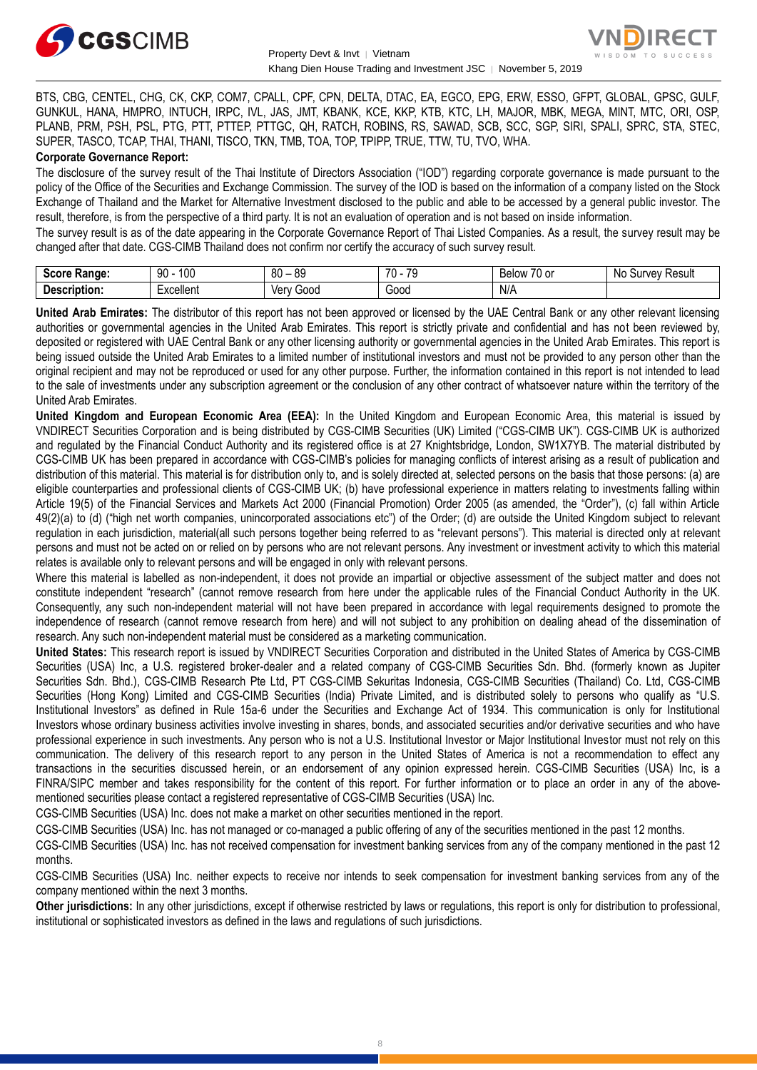BTS, CBG, CENTEL, CHG, CK, CKP, COM7, CPALL, CPF, CPN, DELTA, DTAC, EA, EGCO, EPG, ERW, ESSO, GFPT, GLOBAL, GPSC, GULF, GUNKUL, HANA, HMPRO, INTUCH, IRPC, IVL, JAS, JMT, KBANK, KCE, KKP, KTB, KTC, LH, MAJOR, MBK, MEGA, MINT, MTC, ORI, OSP, PLANB, PRM, PSH, PSL, PTG, PTT, PTTEP, PTTGC, QH, RATCH, ROBINS, RS, SAWAD, SCB, SCC, SGP, SIRI, SPALI, SPRC, STA, STEC, SUPER, TASCO, TCAP, THAI, THANI, TISCO, TKN, TMB, TOA, TOP, TPIPP, TRUE, TTW, TU, TVO, WHA.

**Corporate Governance Report:**

The disclosure of the survey result of the Thai Institute of Directors Association ("IOD") regarding corporate governance is made pursuant to the policy of the Office of the Securities and Exchange Commission. The survey of the IOD is based on the information of a company listed on the Stock Exchange of Thailand and the Market for Alternative Investment disclosed to the public and able to be accessed by a general public investor. The result, therefore, is from the perspective of a third party. It is not an evaluation of operation and is not based on inside information.

The survey result is as of the date appearing in the Corporate Governance Report of Thai Listed Companies. As a result, the survey result may be changed after that date. CGS-CIMB Thailand does not confirm nor certify the accuracy of such survey result.

| **Score Range:** | 90 - 100 | 80 – 89 | 70 - 79 | Below 70 or | No Survey Result |
|---|---|---|---|---|---|
| **Description:** | Excellent | Very Good | Good | N/A | |

**United Arab Emirates:** The distributor of this report has not been approved or licensed by the UAE Central Bank or any other relevant licensing authorities or governmental agencies in the United Arab Emirates. This report is strictly private and confidential and has not been reviewed by, deposited or registered with UAE Central Bank or any other licensing authority or governmental agencies in the United Arab Emirates. This report is being issued outside the United Arab Emirates to a limited number of institutional investors and must not be provided to any person other than the original recipient and may not be reproduced or used for any other purpose. Further, the information contained in this report is not intended to lead to the sale of investments under any subscription agreement or the conclusion of any other contract of whatsoever nature within the territory of the United Arab Emirates.

**United Kingdom and European Economic Area (EEA):** In the United Kingdom and European Economic Area, this material is issued by VNDIRECT Securities Corporation and is being distributed by CGS-CIMB Securities (UK) Limited ("CGS-CIMB UK"). CGS-CIMB UK is authorized and regulated by the Financial Conduct Authority and its registered office is at 27 Knightsbridge, London, SW1X7YB. The material distributed by CGS-CIMB UK has been prepared in accordance with CGS-CIMB's policies for managing conflicts of interest arising as a result of publication and distribution of this material. This material is for distribution only to, and is solely directed at, selected persons on the basis that those persons: (a) are eligible counterparties and professional clients of CGS-CIMB UK; (b) have professional experience in matters relating to investments falling within Article 19(5) of the Financial Services and Markets Act 2000 (Financial Promotion) Order 2005 (as amended, the "Order"), (c) fall within Article 49(2)(a) to (d) ("high net worth companies, unincorporated associations etc") of the Order; (d) are outside the United Kingdom subject to relevant regulation in each jurisdiction, material(all such persons together being referred to as "relevant persons"). This material is directed only at relevant persons and must not be acted on or relied on by persons who are not relevant persons. Any investment or investment activity to which this material relates is available only to relevant persons and will be engaged in only with relevant persons.

Where this material is labelled as non-independent, it does not provide an impartial or objective assessment of the subject matter and does not constitute independent "research" (cannot remove research from here under the applicable rules of the Financial Conduct Authority in the UK. Consequently, any such non-independent material will not have been prepared in accordance with legal requirements designed to promote the independence of research (cannot remove research from here) and will not subject to any prohibition on dealing ahead of the dissemination of research. Any such non-independent material must be considered as a marketing communication.

**United States:** This research report is issued by VNDIRECT Securities Corporation and distributed in the United States of America by CGS-CIMB Securities (USA) Inc, a U.S. registered broker-dealer and a related company of CGS-CIMB Securities Sdn. Bhd. (formerly known as Jupiter Securities Sdn. Bhd.), CGS-CIMB Research Pte Ltd, PT CGS-CIMB Sekuritas Indonesia, CGS-CIMB Securities (Thailand) Co. Ltd, CGS-CIMB Securities (Hong Kong) Limited and CGS-CIMB Securities (India) Private Limited, and is distributed solely to persons who qualify as "U.S. Institutional Investors" as defined in Rule 15a-6 under the Securities and Exchange Act of 1934. This communication is only for Institutional Investors whose ordinary business activities involve investing in shares, bonds, and associated securities and/or derivative securities and who have professional experience in such investments. Any person who is not a U.S. Institutional Investor or Major Institutional Investor must not rely on this communication. The delivery of this research report to any person in the United States of America is not a recommendation to effect any transactions in the securities discussed herein, or an endorsement of any opinion expressed herein. CGS-CIMB Securities (USA) Inc, is a FINRA/SIPC member and takes responsibility for the content of this report. For further information or to place an order in any of the above-mentioned securities please contact a registered representative of CGS-CIMB Securities (USA) Inc.

CGS-CIMB Securities (USA) Inc. does not make a market on other securities mentioned in the report.

CGS-CIMB Securities (USA) Inc. has not managed or co-managed a public offering of any of the securities mentioned in the past 12 months.

CGS-CIMB Securities (USA) Inc. has not received compensation for investment banking services from any of the company mentioned in the past 12 months.

CGS-CIMB Securities (USA) Inc. neither expects to receive nor intends to seek compensation for investment banking services from any of the company mentioned within the next 3 months.

**Other jurisdictions:** In any other jurisdictions, except if otherwise restricted by laws or regulations, this report is only for distribution to professional, institutional or sophisticated investors as defined in the laws and regulations of such jurisdictions.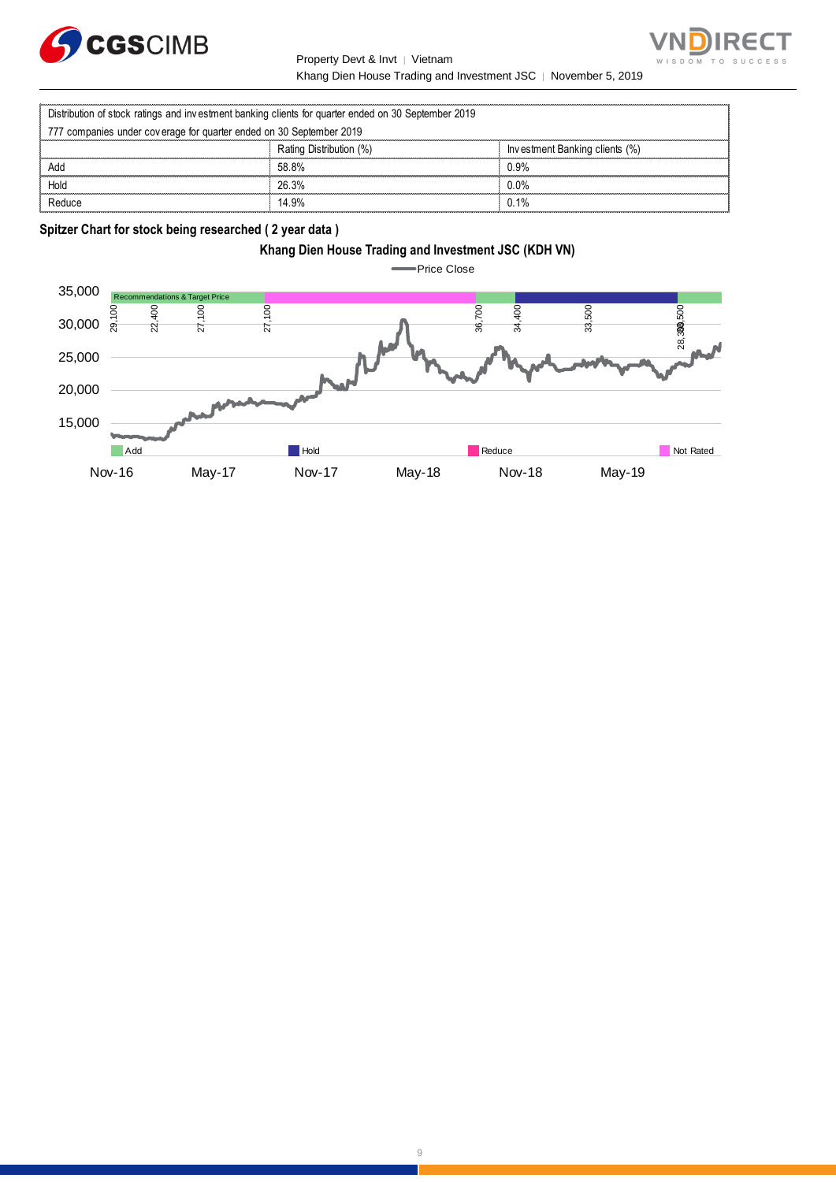| Distribution of stock ratings and investment banking clients for quarter ended on 30 September 2019 | | |
|---|---|---|
| 777 companies under coverage for quarter ended on 30 September 2019 | | |
| | Rating Distribution (%) | Investment Banking clients (%) |
| Add | 58.8% | 0.9% |
| Hold | 26.3% | 0.0% |
| Reduce | 14.9% | 0.1% |

**Spitzer Chart for stock being researched ( 2 year data )**

**Khang Dien House Trading and Investment JSC (KDH VN)**

Price Close

Recommendations & Target Price

29,100 | 22,400 | 27,100 | 27,100 | 36,700 | 34,400 | 33,500 | 28,300 | 30,500

Add | Hold | Reduce | Not Rated

35,000 | 30,000 | 25,000 | 20,000 | 15,000

Nov-16 | May-17 | Nov-17 | May-18 | Nov-18 | May-19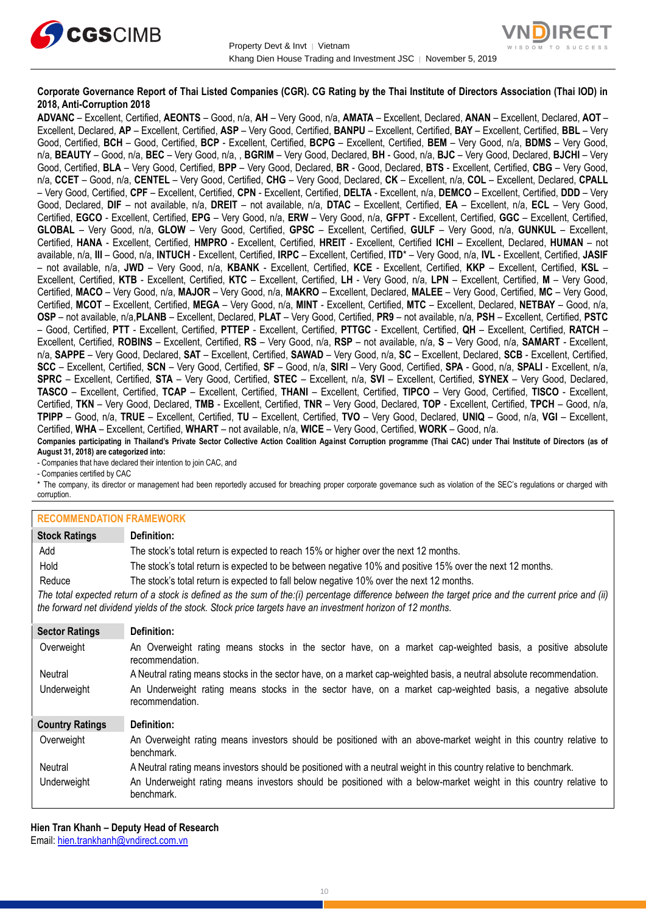**Corporate Governance Report of Thai Listed Companies (CGR). CG Rating by the Thai Institute of Directors Association (Thai IOD) in 2018, Anti-Corruption 2018**

**ADVANC** – Excellent, Certified, **AEONTS** – Good, n/a, **AH** – Very Good, n/a, **AMATA** – Excellent, Declared, **ANAN** – Excellent, Declared, **AOT** – Excellent, Declared, **AP** – Excellent, Certified, **ASP** – Very Good, Certified, **BANPU** – Excellent, Certified, **BAY** – Excellent, Certified, **BBL** – Very Good, Certified, **BCH** – Good, Certified, **BCP** - Excellent, Certified, **BCPG** – Excellent, Certified, **BEM** – Very Good, n/a, **BDMS** – Very Good, n/a, **BEAUTY** – Good, n/a, **BEC** – Very Good, n/a, , **BGRIM** – Very Good, Declared, **BH** - Good, n/a, **BJC** – Very Good, Declared, **BJCHI** – Very Good, Certified, **BLA** – Very Good, Certified, **BPP** – Very Good, Declared, **BR** - Good, Declared, **BTS** - Excellent, Certified, **CBG** – Very Good, n/a, **CCET** – Good, n/a, **CENTEL** – Very Good, Certified, **CHG** – Very Good, Declared, **CK** – Excellent, n/a, **COL** – Excellent, Declared, **CPALL** – Very Good, Certified, **CPF** – Excellent, Certified, **CPN** - Excellent, Certified, **DELTA** - Excellent, n/a, **DEMCO** – Excellent, Certified, **DDD** – Very Good, Declared, **DIF** – not available, n/a, **DREIT** – not available, n/a, **DTAC** – Excellent, Certified, **EA** – Excellent, n/a, **ECL** – Very Good, Certified, **EGCO** - Excellent, Certified, **EPG** – Very Good, n/a, **ERW** – Very Good, n/a, **GFPT** - Excellent, Certified, **GGC** – Excellent, Certified, **GLOBAL** – Very Good, n/a, **GLOW** – Very Good, Certified, **GPSC** – Excellent, Certified, **GULF** – Very Good, n/a, **GUNKUL** – Excellent, Certified, **HANA** - Excellent, Certified, **HMPRO** - Excellent, Certified, **HREIT** - Excellent, Certified **ICHI** – Excellent, Declared, **HUMAN** – not available, n/a, **III** – Good, n/a, **INTUCH** - Excellent, Certified, **IRPC** – Excellent, Certified, **ITD*** – Very Good, n/a, **IVL** - Excellent, Certified, **JASIF** – not available, n/a, **JWD** – Very Good, n/a, **KBANK** - Excellent, Certified, **KCE** - Excellent, Certified, **KKP** – Excellent, Certified, **KSL** – Excellent, Certified, **KTB** - Excellent, Certified, **KTC** – Excellent, Certified, **LH** - Very Good, n/a, **LPN** – Excellent, Certified, **M** – Very Good, Certified, **MACO** – Very Good, n/a, **MAJOR** – Very Good, n/a, **MAKRO** – Excellent, Declared, **MALEE** – Very Good, Certified, **MC** – Very Good, Certified, **MCOT** – Excellent, Certified, **MEGA** – Very Good, n/a, **MINT** - Excellent, Certified, **MTC** – Excellent, Declared, **NETBAY** – Good, n/a, **OSP** – not available, n/a,**PLANB** – Excellent, Declared, **PLAT** – Very Good, Certified, **PR9** – not available, n/a, **PSH** – Excellent, Certified, **PSTC** – Good, Certified, **PTT** - Excellent, Certified, **PTTEP** - Excellent, Certified, **PTTGC** - Excellent, Certified, **QH** – Excellent, Certified, **RATCH** – Excellent, Certified, **ROBINS** – Excellent, Certified, **RS** – Very Good, n/a, **RSP** – not available, n/a, **S** – Very Good, n/a, **SAMART** - Excellent, n/a, **SAPPE** – Very Good, Declared, **SAT** – Excellent, Certified, **SAWAD** – Very Good, n/a, **SC** – Excellent, Declared, **SCB** - Excellent, Certified, **SCC** – Excellent, Certified, **SCN** – Very Good, Certified, **SF** – Good, n/a, **SIRI** – Very Good, Certified, **SPA** - Good, n/a, **SPALI** - Excellent, n/a, **SPRC** – Excellent, Certified, **STA** – Very Good, Certified, **STEC** – Excellent, n/a, **SVI** – Excellent, Certified, **SYNEX** – Very Good, Declared, **TASCO** – Excellent, Certified, **TCAP** – Excellent, Certified, **THANI** – Excellent, Certified, **TIPCO** – Very Good, Certified, **TISCO** - Excellent, Certified, **TKN** – Very Good, Declared, **TMB** - Excellent, Certified, **TNR** – Very Good, Declared, **TOP** - Excellent, Certified, **TPCH** – Good, n/a, **TPIPP** – Good, n/a, **TRUE** – Excellent, Certified, **TU** – Excellent, Certified, **TVO** – Very Good, Declared, **UNIQ** – Good, n/a, **VGI** – Excellent, Certified, **WHA** – Excellent, Certified, **WHART** – not available, n/a, **WICE** – Very Good, Certified, **WORK** – Good, n/a.

**Companies participating in Thailand's Private Sector Collective Action Coalition Against Corruption programme (Thai CAC) under Thai Institute of Directors (as of August 31, 2018) are categorized into:**

- Companies that have declared their intention to join CAC, and
- Companies certified by CAC

* The company, its director or management had been reportedly accused for breaching proper corporate governance such as violation of the SEC's regulations or charged with corruption.

## RECOMMENDATION FRAMEWORK

| Stock Ratings | Definition: |
|---|---|
| Add | The stock's total return is expected to reach 15% or higher over the next 12 months. |
| Hold | The stock's total return is expected to be between negative 10% and positive 15% over the next 12 months. |
| Reduce | The stock's total return is expected to fall below negative 10% over the next 12 months. |

*The total expected return of a stock is defined as the sum of the:(i) percentage difference between the target price and the current price and (ii) the forward net dividend yields of the stock. Stock price targets have an investment horizon of 12 months.*

| Sector Ratings | Definition: |
|---|---|
| Overweight | An Overweight rating means stocks in the sector have, on a market cap-weighted basis, a positive absolute recommendation. |
| Neutral | A Neutral rating means stocks in the sector have, on a market cap-weighted basis, a neutral absolute recommendation. |
| Underweight | An Underweight rating means stocks in the sector have, on a market cap-weighted basis, a negative absolute recommendation. |

| Country Ratings | Definition: |
|---|---|
| Overweight | An Overweight rating means investors should be positioned with an above-market weight in this country relative to benchmark. |
| Neutral | A Neutral rating means investors should be positioned with a neutral weight in this country relative to benchmark. |
| Underweight | An Underweight rating means investors should be positioned with a below-market weight in this country relative to benchmark. |

**Hien Tran Khanh – Deputy Head of Research**
Email: hien.trankhanh@vndirect.com.vn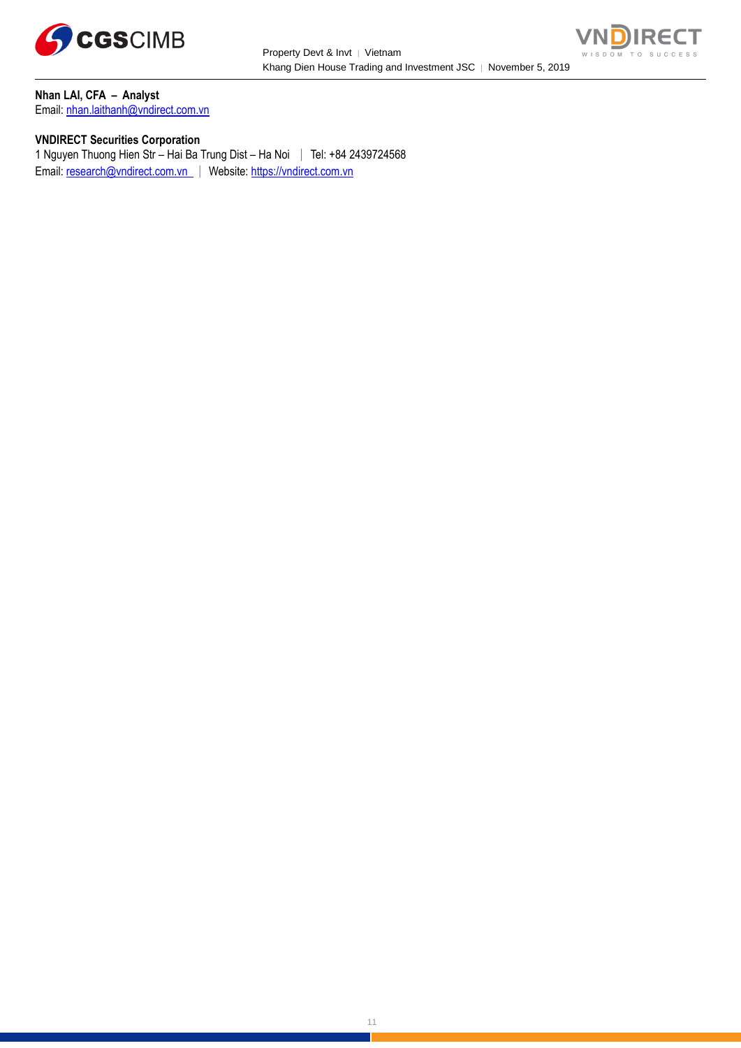**Nhan LAI, CFA – Analyst**
Email: nhan.laithanh@vndirect.com.vn

**VNDIRECT Securities Corporation**
1 Nguyen Thuong Hien Str – Hai Ba Trung Dist – Ha Noi | Tel: +84 2439724568
Email: research@vndirect.com.vn | Website: https://vndirect.com.vn